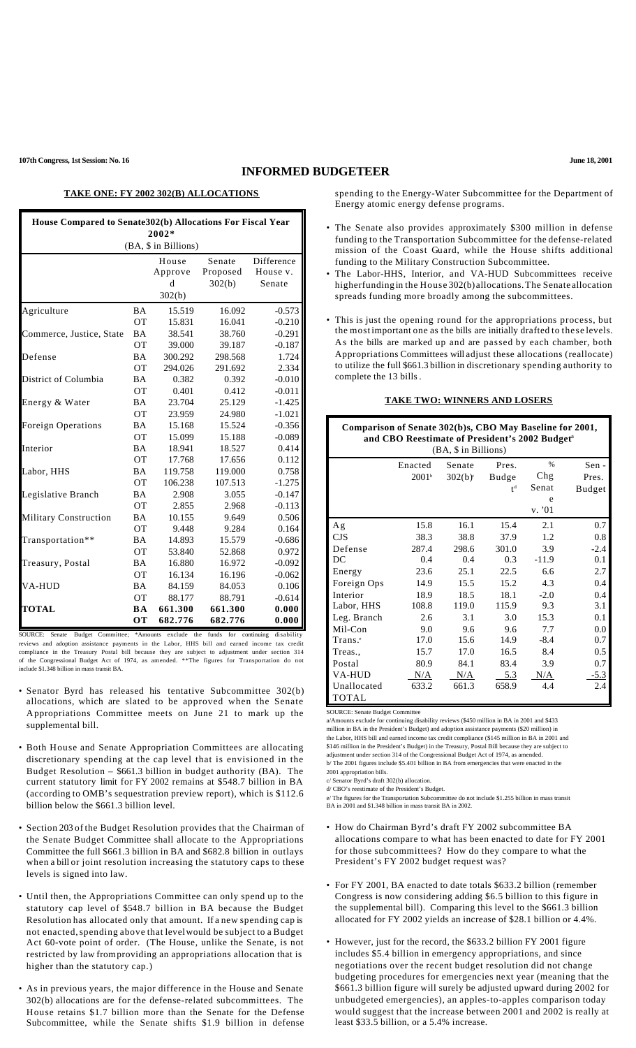107th Congress, 1st Session: No. 16

June 18, 2001

# INFORMED BUDGETEER

## TAKE ONE: FY 2002 302(B) ALLOCATIONS

**House Compared to Senate302(b) Allocations For Fiscal Year 2002***
(BA, $ in Billions)

| | | House Approved 302(b) | Senate Proposed 302(b) | Difference House v. Senate |
|---|---|---|---|---|
| Agriculture | BA | 15.519 | 16.092 | -0.573 |
| | OT | 15.831 | 16.041 | -0.210 |
| Commerce, Justice, State | BA | 38.541 | 38.760 | -0.291 |
| | OT | 39.000 | 39.187 | -0.187 |
| Defense | BA | 300.292 | 298.568 | 1.724 |
| | OT | 294.026 | 291.692 | 2.334 |
| District of Columbia | BA | 0.382 | 0.392 | -0.010 |
| | OT | 0.401 | 0.412 | -0.011 |
| Energy & Water | BA | 23.704 | 25.129 | -1.425 |
| | OT | 23.959 | 24.980 | -1.021 |
| Foreign Operations | BA | 15.168 | 15.524 | -0.356 |
| | OT | 15.099 | 15.188 | -0.089 |
| Interior | BA | 18.941 | 18.527 | 0.414 |
| | OT | 17.768 | 17.656 | 0.112 |
| Labor, HHS | BA | 119.758 | 119.000 | 0.758 |
| | OT | 106.238 | 107.513 | -1.275 |
| Legislative Branch | BA | 2.908 | 3.055 | -0.147 |
| | OT | 2.855 | 2.968 | -0.113 |
| Military Construction | BA | 10.155 | 9.649 | 0.506 |
| | OT | 9.448 | 9.284 | 0.164 |
| Transportation** | BA | 14.893 | 15.579 | -0.686 |
| | OT | 53.840 | 52.868 | 0.972 |
| Treasury, Postal | BA | 16.880 | 16.972 | -0.092 |
| | OT | 16.134 | 16.196 | -0.062 |
| VA-HUD | BA | 84.159 | 84.053 | 0.106 |
| | OT | 88.177 | 88.791 | -0.614 |
| **TOTAL** | **BA** | **661.300** | **661.300** | **0.000** |
| | **OT** | **682.776** | **682.776** | **0.000** |

SOURCE: Senate Budget Committee; *Amounts exclude the funds for continuing disability reviews and adoption assistance payments in the Labor, HHS bill and earned income tax credit compliance in the Treasury Postal bill because they are subject to adjustment under section 314 of the Congressional Budget Act of 1974, as amended. **The figures for Transportation do not include $1.348 billion in mass transit BA.

- Senator Byrd has released his tentative Subcommittee 302(b) allocations, which are slated to be approved when the Senate Appropriations Committee meets on June 21 to mark up the supplemental bill.

- Both House and Senate Appropriation Committees are allocating discretionary spending at the cap level that is envisioned in the Budget Resolution – $661.3 billion in budget authority (BA). The current statutory limit for FY 2002 remains at $548.7 billion in BA (according to OMB's sequestration preview report), which is $112.6 billion below the $661.3 billion level.

- Section 203 of the Budget Resolution provides that the Chairman of the Senate Budget Committee shall allocate to the Appropriations Committee the full $661.3 billion in BA and $682.8 billion in outlays when a bill or joint resolution increasing the statutory caps to these levels is signed into law.

- Until then, the Appropriations Committee can only spend up to the statutory cap level of $548.7 billion in BA because the Budget Resolution has allocated only that amount. If a new spending cap is not enacted, spending above that level would be subject to a Budget Act 60-vote point of order. (The House, unlike the Senate, is not restricted by law from providing an appropriations allocation that is higher than the statutory cap.)

- As in previous years, the major difference in the House and Senate 302(b) allocations are for the defense-related subcommittees. The House retains $1.7 billion more than the Senate for the Defense Subcommittee, while the Senate shifts $1.9 billion in defense spending to the Energy-Water Subcommittee for the Department of Energy atomic energy defense programs.

- The Senate also provides approximately $300 million in defense funding to the Transportation Subcommittee for the defense-related mission of the Coast Guard, while the House shifts additional funding to the Military Construction Subcommittee.

- The Labor-HHS, Interior, and VA-HUD Subcommittees receive higher funding in the House 302(b) allocations. The Senate allocation spreads funding more broadly among the subcommittees.

- This is just the opening round for the appropriations process, but the most important one as the bills are initially drafted to these levels. As the bills are marked up and are passed by each chamber, both Appropriations Committees will adjust these allocations (reallocate) to utilize the full $661.3 billion in discretionary spending authority to complete the 13 bills.

## TAKE TWO: WINNERS AND LOSERS

**Comparison of Senate 302(b)s, CBO May Baseline for 2001, and CBO Reestimate of President's 2002 Budget**[a]
(BA, $ in Billions)

| | Enacted 2001[b] | Senate 302(b)[c] | Pres. Budget[d] | % Chg Senate v. '01 | Sen - Pres. Budget |
|---|---|---|---|---|---|
| Ag | 15.8 | 16.1 | 15.4 | 2.1 | 0.7 |
| CJS | 38.3 | 38.8 | 37.9 | 1.2 | 0.8 |
| Defense | 287.4 | 298.6 | 301.0 | 3.9 | -2.4 |
| DC | 0.4 | 0.4 | 0.3 | -11.9 | 0.1 |
| Energy | 23.6 | 25.1 | 22.5 | 6.6 | 2.7 |
| Foreign Ops | 14.9 | 15.5 | 15.2 | 4.3 | 0.4 |
| Interior | 18.9 | 18.5 | 18.1 | -2.0 | 0.4 |
| Labor, HHS | 108.8 | 119.0 | 115.9 | 9.3 | 3.1 |
| Leg. Branch | 2.6 | 3.1 | 3.0 | 15.3 | 0.1 |
| Mil-Con | 9.0 | 9.6 | 9.6 | 7.7 | 0.0 |
| Trans.[e] | 17.0 | 15.6 | 14.9 | -8.4 | 0.7 |
| Treas., | 15.7 | 17.0 | 16.5 | 8.4 | 0.5 |
| Postal | 80.9 | 84.1 | 83.4 | 3.9 | 0.7 |
| VA-HUD | N/A | N/A | 5.3 | N/A | -5.3 |
| Unallocated TOTAL | 633.2 | 661.3 | 658.9 | 4.4 | 2.4 |

SOURCE: Senate Budget Committee

a/Amounts exclude for continuing disability reviews ($450 million in BA in 2001 and $433 million in BA in the President's Budget) and adoption assistance payments ($20 million) in the Labor, HHS bill and earned income tax credit compliance ($145 million in BA in 2001 and $146 million in the President's Budget) in the Treasury, Postal Bill because they are subject to adjustment under section 314 of the Congressional Budget Act of 1974, as amended.
b/ The 2001 figures include $5.401 billion in BA from emergencies that were enacted in the 2001 appropriation bills.
c/ Senator Byrd's draft 302(b) allocation.
d/ CBO's reestimate of the President's Budget.
e/ The figures for the Transportation Subcommittee do not include $1.255 billion in mass transit BA in 2001 and $1.348 billion in mass transit BA in 2002.

- How do Chairman Byrd's draft FY 2002 subcommittee BA allocations compare to what has been enacted to date for FY 2001 for those subcommittees? How do they compare to what the President's FY 2002 budget request was?

- For FY 2001, BA enacted to date totals $633.2 billion (remember Congress is now considering adding $6.5 billion to this figure in the supplemental bill). Comparing this level to the $661.3 billion allocated for FY 2002 yields an increase of $28.1 billion or 4.4%.

- However, just for the record, the $633.2 billion FY 2001 figure includes $5.4 billion in emergency appropriations, and since negotiations over the recent budget resolution did not change budgeting procedures for emergencies next year (meaning that the $661.3 billion figure will surely be adjusted upward during 2002 for unbudgeted emergencies), an apples-to-apples comparison today would suggest that the increase between 2001 and 2002 is really at least $33.5 billion, or a 5.4% increase.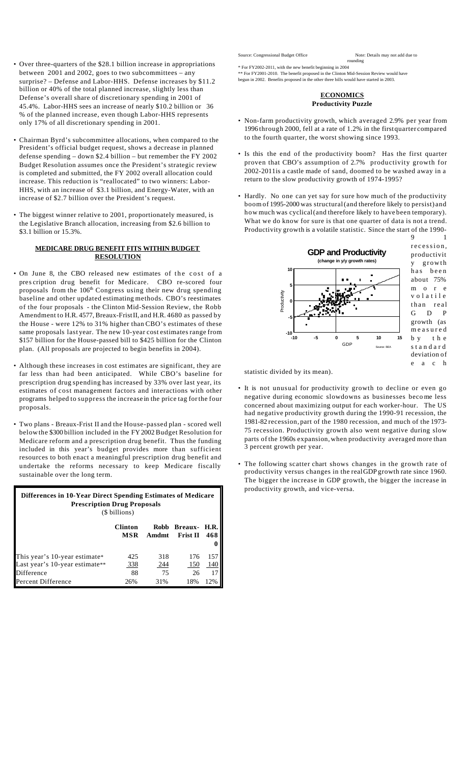- Over three-quarters of the $28.1 billion increase in appropriations between 2001 and 2002, goes to two subcommittees – any surprise? – Defense and Labor-HHS. Defense increases by $11.2 billion or 40% of the total planned increase, slightly less than Defense's overall share of discretionary spending in 2001 of 45.4%. Labor-HHS sees an increase of nearly $10.2 billion or 36 % of the planned increase, even though Labor-HHS represents only 17% of all discretionary spending in 2001.

- Chairman Byrd's subcommittee allocations, when compared to the President's official budget request, shows a decrease in planned defense spending – down $2.4 billion – but remember the FY 2002 Budget Resolution assumes once the President's strategic review is completed and submitted, the FY 2002 overall allocation could increase. This reduction is "reallocated" to two winners: Labor-HHS, with an increase of $3.1 billion, and Energy-Water, with an increase of $2.7 billion over the President's request.

- The biggest winner relative to 2001, proportionately measured, is the Legislative Branch allocation, increasing from $2.6 billion to $3.1 billion or 15.3%.

## MEDICARE DRUG BENEFIT FITS WITHIN BUDGET RESOLUTION

- On June 8, the CBO released new estimates of the cost of a prescription drug benefit for Medicare. CBO re-scored four proposals from the 106th Congress using their new drug spending baseline and other updated estimating methods. CBO's reestimates of the four proposals - the Clinton Mid-Session Review, the Robb Amendment to H.R. 4577, Breaux-Frist II, and H.R. 4680 as passed by the House - were 12% to 31% higher than CBO's estimates of these same proposals last year. The new 10-year cost estimates range from $157 billion for the House-passed bill to $425 billion for the Clinton plan. (All proposals are projected to begin benefits in 2004).

- Although these increases in cost estimates are significant, they are far less than had been anticipated. While CBO's baseline for prescription drug spending has increased by 33% over last year, its estimates of cost management factors and interactions with other programs helped to suppress the increase in the price tag for the four proposals.

- Two plans - Breaux-Frist II and the House-passed plan - scored well below the $300 billion included in the FY 2002 Budget Resolution for Medicare reform and a prescription drug benefit. Thus the funding included in this year's budget provides more than sufficient resources to both enact a meaningful prescription drug benefit and undertake the reforms necessary to keep Medicare fiscally sustainable over the long term.

**Differences in 10-Year Direct Spending Estimates of Medicare Prescription Drug Proposals**
($ billions)

| | Clinton MSR | Robb Amdmt | Breaux-Frist II | H.R. 4680 |
|---|---|---|---|---|
| This year's 10-year estimate* | 425 | 318 | 176 | 157 |
| Last year's 10-year estimate** | 338 | 244 | 150 | 140 |
| Difference | 88 | 75 | 26 | 17 |
| Percent Difference | 26% | 31% | 18% | 12% |

Source: Congressional Budget Office Note: Details may not add due to rounding

\* For FY2002-2011, with the new benefit beginning in 2004

\*\* For FY2001-2010. The benefit proposed in the Clinton Mid-Session Review would have begun in 2002. Benefits proposed in the other three bills would have started in 2003.

## ECONOMICS

### Productivity Puzzle

- Non-farm productivity growth, which averaged 2.9% per year from 1996 through 2000, fell at a rate of 1.2% in the first quarter compared to the fourth quarter, the worst showing since 1993.

- Is this the end of the productivity boom? Has the first quarter proven that CBO's assumption of 2.7% productivity growth for 2002-2011 is a castle made of sand, doomed to be washed away in a return to the slow productivity growth of 1974-1995?

- Hardly. No one can yet say for sure how much of the productivity boom of 1995-2000 was structural (and therefore likely to persist) and how much was cyclical (and therefore likely to have been temporary). What we do know for sure is that one quarter of data is not a trend. Productivity growth is a volatile statistic. Since the start of the 1990-91 recession, productivity growth has been about 75% more volatile than real GDP growth (as measured by the standard deviation of each statistic divided by its mean).

GDP and Productivity
(change in y/y growth rates)
Productivity
GDP
10
5
0
-5
-10
-10 -5 0 5 10 15
Source: BEA

- It is not unusual for productivity growth to decline or even go negative during economic slowdowns as businesses become less concerned about maximizing output for each worker-hour. The US had negative productivity growth during the 1990-91 recession, the 1981-82 recession, part of the 1980 recession, and much of the 1973-75 recession. Productivity growth also went negative during slow parts of the 1960s expansion, when productivity averaged more than 3 percent growth per year.

- The following scatter chart shows changes in the growth rate of productivity versus changes in the real GDP growth rate since 1960. The bigger the increase in GDP growth, the bigger the increase in productivity growth, and vice-versa.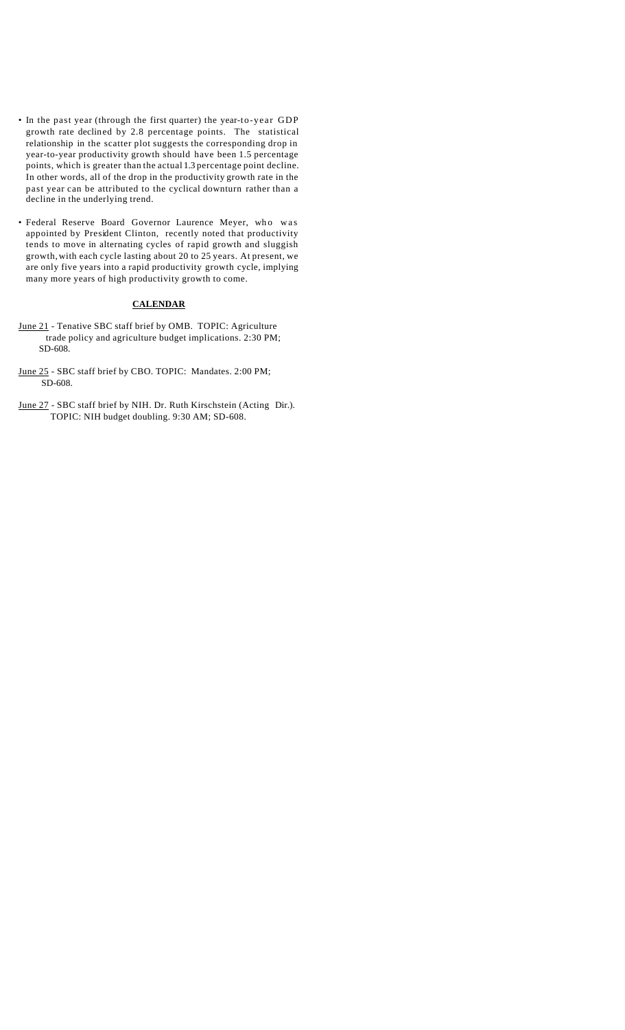- In the past year (through the first quarter) the year-to-year GDP growth rate declined by 2.8 percentage points. The statistical relationship in the scatter plot suggests the corresponding drop in year-to-year productivity growth should have been 1.5 percentage points, which is greater than the actual 1.3 percentage point decline. In other words, all of the drop in the productivity growth rate in the past year can be attributed to the cyclical downturn rather than a decline in the underlying trend.

- Federal Reserve Board Governor Laurence Meyer, who was appointed by President Clinton, recently noted that productivity tends to move in alternating cycles of rapid growth and sluggish growth, with each cycle lasting about 20 to 25 years. At present, we are only five years into a rapid productivity growth cycle, implying many more years of high productivity growth to come.

## CALENDAR

June 21 - Tenative SBC staff brief by OMB. TOPIC: Agriculture trade policy and agriculture budget implications. 2:30 PM; SD-608.

June 25 - SBC staff brief by CBO. TOPIC: Mandates. 2:00 PM; SD-608.

June 27 - SBC staff brief by NIH. Dr. Ruth Kirschstein (Acting Dir.). TOPIC: NIH budget doubling. 9:30 AM; SD-608.